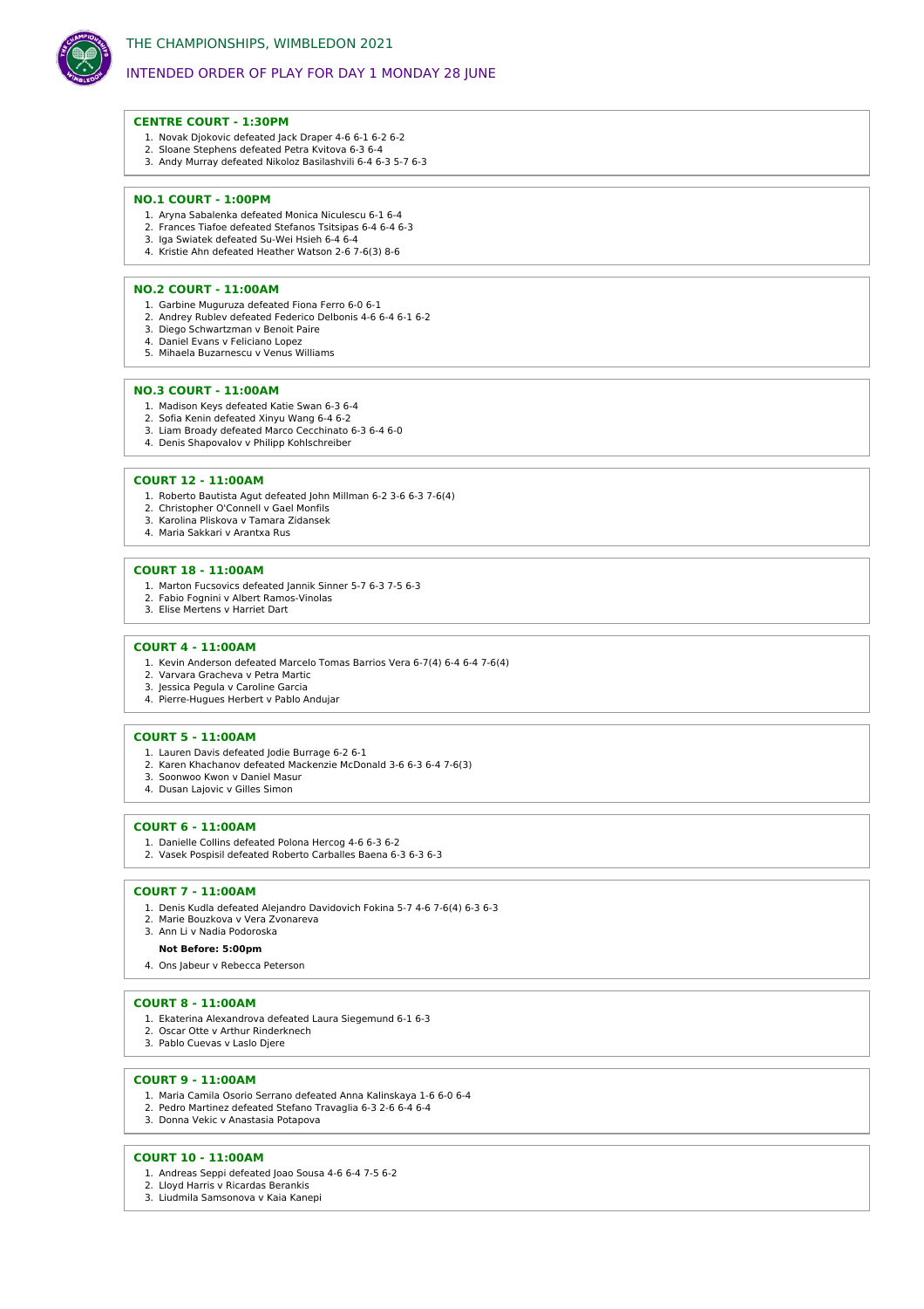# THE CHAMPIONSHIPS, WIMBLEDON 2021

## INTENDED ORDER OF PLAY FOR DAY 1 MONDAY 28 JUNE

### CENTRE COURT - 1:30PM

1. Novak Djokovic defeated Jack Draper 4-6 6-1 6-2 6-2
2. Sloane Stephens defeated Petra Kvitova 6-3 6-4
3. Andy Murray defeated Nikoloz Basilashvili 6-4 6-3 5-7 6-3

### NO.1 COURT - 1:00PM

1. Aryna Sabalenka defeated Monica Niculescu 6-1 6-4
2. Frances Tiafoe defeated Stefanos Tsitsipas 6-4 6-4 6-3
3. Iga Swiatek defeated Su-Wei Hsieh 6-4 6-4
4. Kristie Ahn defeated Heather Watson 2-6 7-6(3) 8-6

### NO.2 COURT - 11:00AM

1. Garbine Muguruza defeated Fiona Ferro 6-0 6-1
2. Andrey Rublev defeated Federico Delbonis 4-6 6-4 6-1 6-2
3. Diego Schwartzman v Benoit Paire
4. Daniel Evans v Feliciano Lopez
5. Mihaela Buzarnescu v Venus Williams

### NO.3 COURT - 11:00AM

1. Madison Keys defeated Katie Swan 6-3 6-4
2. Sofia Kenin defeated Xinyu Wang 6-4 6-2
3. Liam Broady defeated Marco Cecchinato 6-3 6-4 6-0
4. Denis Shapovalov v Philipp Kohlschreiber

### COURT 12 - 11:00AM

1. Roberto Bautista Agut defeated John Millman 6-2 3-6 6-3 7-6(4)
2. Christopher O'Connell v Gael Monfils
3. Karolina Pliskova v Tamara Zidansek
4. Maria Sakkari v Arantxa Rus

### COURT 18 - 11:00AM

1. Marton Fucsovics defeated Jannik Sinner 5-7 6-3 7-5 6-3
2. Fabio Fognini v Albert Ramos-Vinolas
3. Elise Mertens v Harriet Dart

### COURT 4 - 11:00AM

1. Kevin Anderson defeated Marcelo Tomas Barrios Vera 6-7(4) 6-4 6-4 7-6(4)
2. Varvara Gracheva v Petra Martic
3. Jessica Pegula v Caroline Garcia
4. Pierre-Hugues Herbert v Pablo Andujar

### COURT 5 - 11:00AM

1. Lauren Davis defeated Jodie Burrage 6-2 6-1
2. Karen Khachanov defeated Mackenzie McDonald 3-6 6-3 6-4 7-6(3)
3. Soonwoo Kwon v Daniel Masur
4. Dusan Lajovic v Gilles Simon

### COURT 6 - 11:00AM

1. Danielle Collins defeated Polona Hercog 4-6 6-3 6-2
2. Vasek Pospisil defeated Roberto Carballes Baena 6-3 6-3 6-3

### COURT 7 - 11:00AM

1. Denis Kudla defeated Alejandro Davidovich Fokina 5-7 4-6 7-6(4) 6-3 6-3
2. Marie Bouzkova v Vera Zvonareva
3. Ann Li v Nadia Podoroska

**Not Before: 5:00pm**

4. Ons Jabeur v Rebecca Peterson

### COURT 8 - 11:00AM

1. Ekaterina Alexandrova defeated Laura Siegemund 6-1 6-3
2. Oscar Otte v Arthur Rinderknech
3. Pablo Cuevas v Laslo Djere

### COURT 9 - 11:00AM

1. Maria Camila Osorio Serrano defeated Anna Kalinskaya 1-6 6-0 6-4
2. Pedro Martinez defeated Stefano Travaglia 6-3 2-6 6-4 6-4
3. Donna Vekic v Anastasia Potapova

### COURT 10 - 11:00AM

1. Andreas Seppi defeated Joao Sousa 4-6 6-4 7-5 6-2
2. Lloyd Harris v Ricardas Berankis
3. Liudmila Samsonova v Kaia Kanepi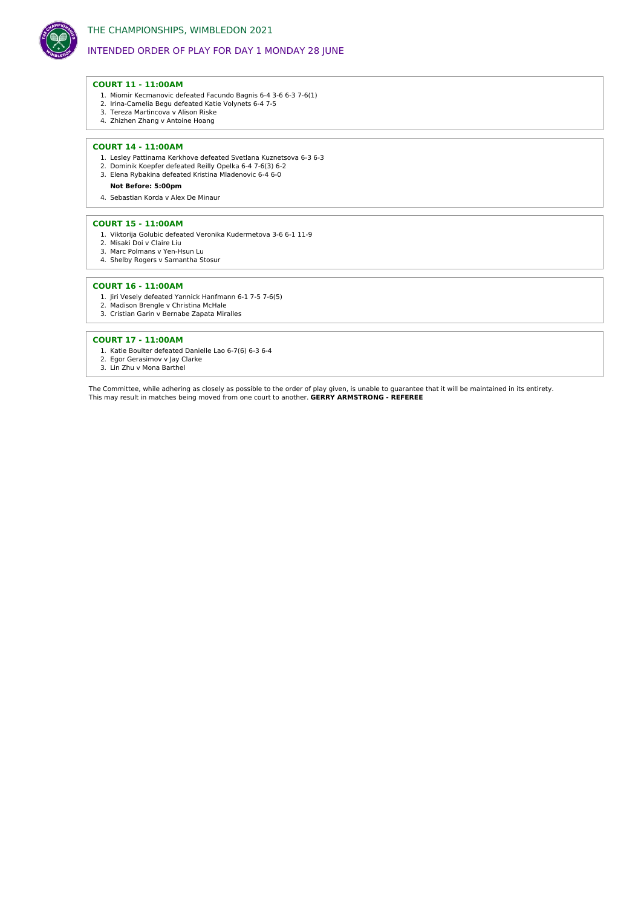# THE CHAMPIONSHIPS, WIMBLEDON 2021

## INTENDED ORDER OF PLAY FOR DAY 1 MONDAY 28 JUNE

### COURT 11 - 11:00AM

1. Miomir Kecmanovic defeated Facundo Bagnis 6-4 3-6 6-3 7-6(1)
2. Irina-Camelia Begu defeated Katie Volynets 6-4 7-5
3. Tereza Martincova v Alison Riske
4. Zhizhen Zhang v Antoine Hoang

### COURT 14 - 11:00AM

1. Lesley Pattinama Kerkhove defeated Svetlana Kuznetsova 6-3 6-3
2. Dominik Koepfer defeated Reilly Opelka 6-4 7-6(3) 6-2
3. Elena Rybakina defeated Kristina Mladenovic 6-4 6-0

**Not Before: 5:00pm**

4. Sebastian Korda v Alex De Minaur

### COURT 15 - 11:00AM

1. Viktorija Golubic defeated Veronika Kudermetova 3-6 6-1 11-9
2. Misaki Doi v Claire Liu
3. Marc Polmans v Yen-Hsun Lu
4. Shelby Rogers v Samantha Stosur

### COURT 16 - 11:00AM

1. Jiri Vesely defeated Yannick Hanfmann 6-1 7-5 7-6(5)
2. Madison Brengle v Christina McHale
3. Cristian Garin v Bernabe Zapata Miralles

### COURT 17 - 11:00AM

1. Katie Boulter defeated Danielle Lao 6-7(6) 6-3 6-4
2. Egor Gerasimov v Jay Clarke
3. Lin Zhu v Mona Barthel

The Committee, while adhering as closely as possible to the order of play given, is unable to guarantee that it will be maintained in its entirety. This may result in matches being moved from one court to another. **GERRY ARMSTRONG - REFEREE**